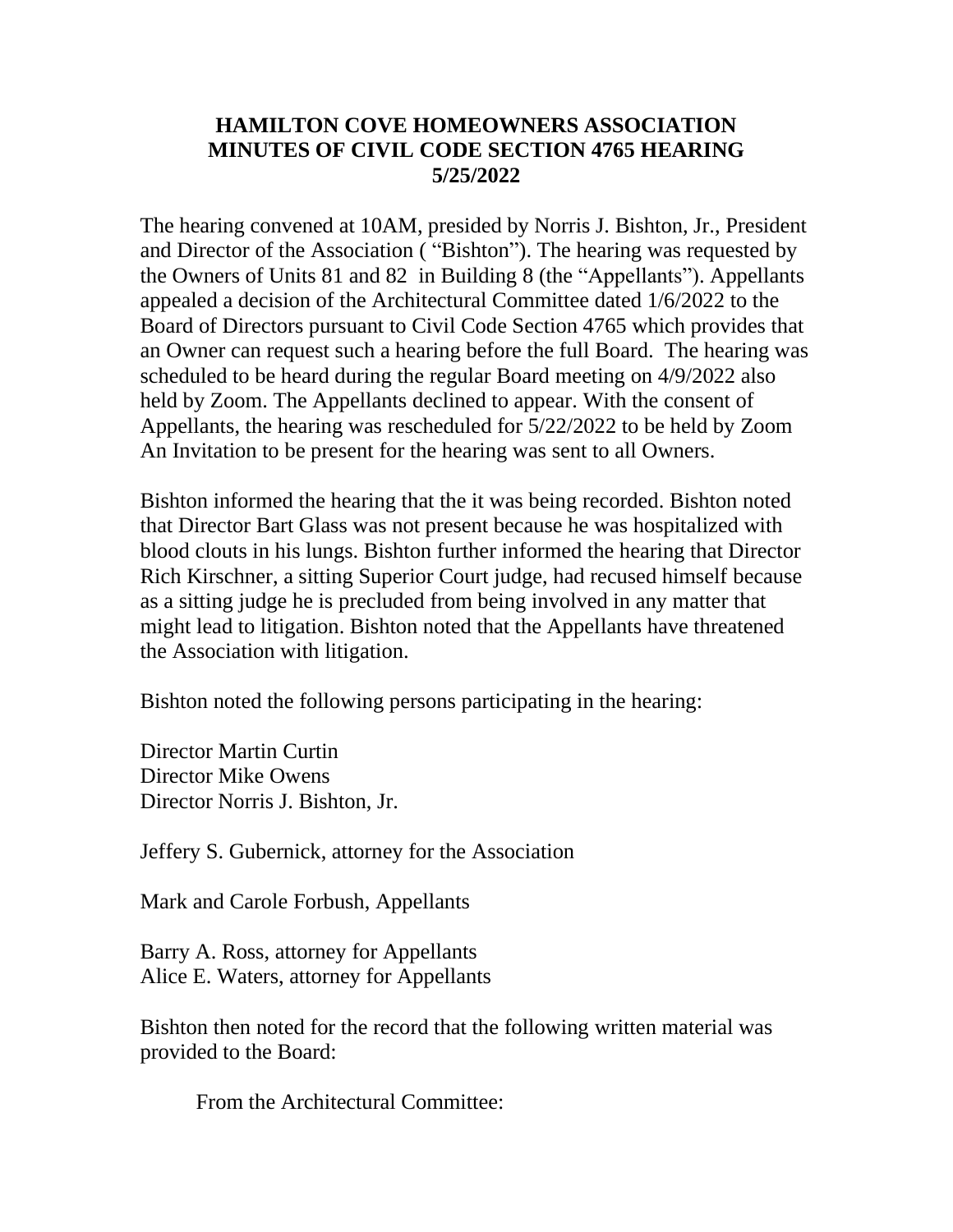**HAMILTON COVE HOMEOWNERS ASSOCIATION**
**MINUTES OF CIVIL CODE SECTION 4765 HEARING**
**5/25/2022**

The hearing convened at 10AM, presided by Norris J. Bishton, Jr., President and Director of the Association ( "Bishton"). The hearing was requested by the Owners of Units 81 and 82 in Building 8 (the "Appellants"). Appellants appealed a decision of the Architectural Committee dated 1/6/2022 to the Board of Directors pursuant to Civil Code Section 4765 which provides that an Owner can request such a hearing before the full Board. The hearing was scheduled to be heard during the regular Board meeting on 4/9/2022 also held by Zoom. The Appellants declined to appear. With the consent of Appellants, the hearing was rescheduled for 5/22/2022 to be held by Zoom An Invitation to be present for the hearing was sent to all Owners.

Bishton informed the hearing that the it was being recorded. Bishton noted that Director Bart Glass was not present because he was hospitalized with blood clouts in his lungs. Bishton further informed the hearing that Director Rich Kirschner, a sitting Superior Court judge, had recused himself because as a sitting judge he is precluded from being involved in any matter that might lead to litigation. Bishton noted that the Appellants have threatened the Association with litigation.

Bishton noted the following persons participating in the hearing:

Director Martin Curtin
Director Mike Owens
Director Norris J. Bishton, Jr.

Jeffery S. Gubernick, attorney for the Association

Mark and Carole Forbush, Appellants

Barry A. Ross, attorney for Appellants
Alice E. Waters, attorney for Appellants

Bishton then noted for the record that the following written material was provided to the Board:

From the Architectural Committee: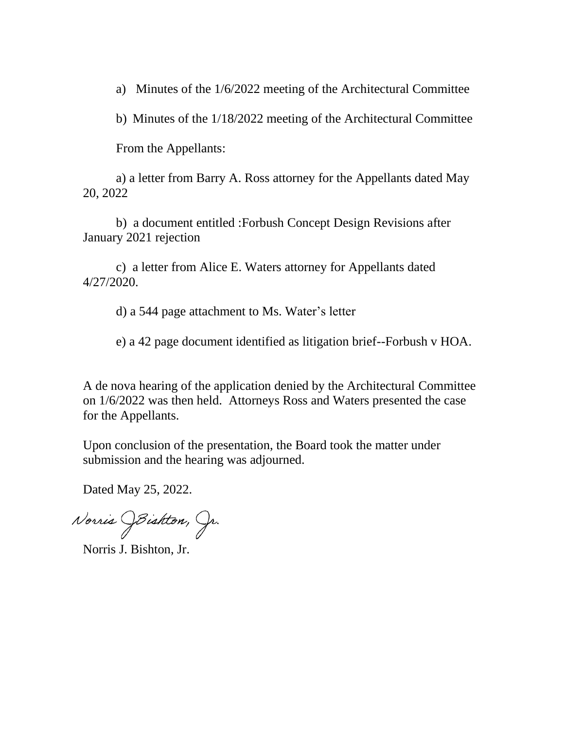a) Minutes of the 1/6/2022 meeting of the Architectural Committee

b) Minutes of the 1/18/2022 meeting of the Architectural Committee

From the Appellants:

a) a letter from Barry A. Ross attorney for the Appellants dated May 20, 2022

b) a document entitled :Forbush Concept Design Revisions after January 2021 rejection

c) a letter from Alice E. Waters attorney for Appellants dated 4/27/2020.

d) a 544 page attachment to Ms. Water's letter

e) a 42 page document identified as litigation brief--Forbush v HOA.

A de nova hearing of the application denied by the Architectural Committee on 1/6/2022 was then held. Attorneys Ross and Waters presented the case for the Appellants.

Upon conclusion of the presentation, the Board took the matter under submission and the hearing was adjourned.

Dated May 25, 2022.

Norris J Bishton, Jr.

Norris J. Bishton, Jr.